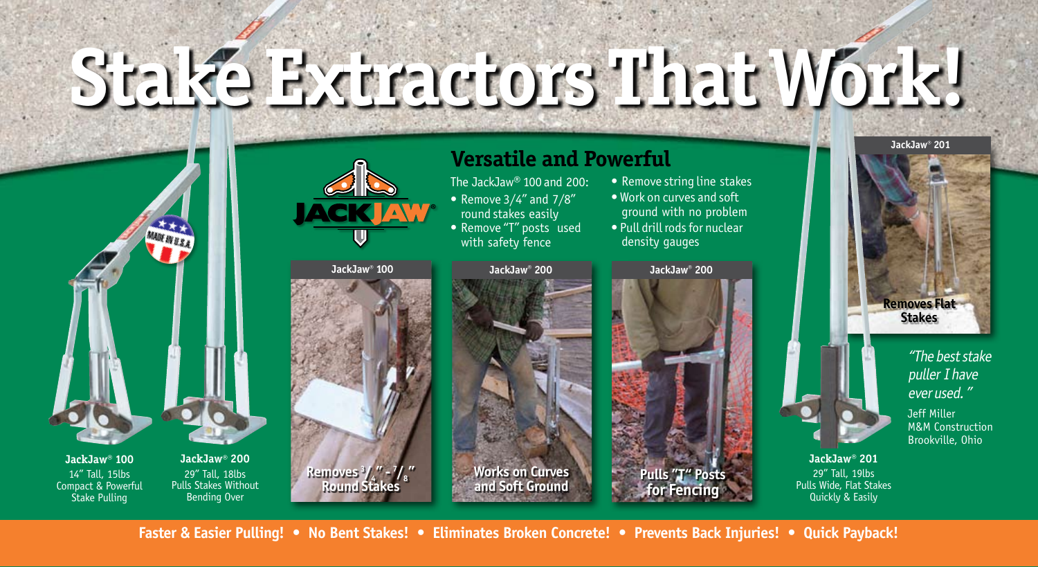# Stake Extractors That Work!

JACKJAW®

MADE IN U.S.A.

## Versatile and Powerful

The JackJaw® 100 and 200:

- Remove 3/4" and 7/8" round stakes easily
- Remove "T" posts used with safety fence
- Remove string line stakes
- Work on curves and soft ground with no problem
- Pull drill rods for nuclear density gauges

**JackJaw® 100**

Removes 3/4" - 7/8" Round Stakes

**JackJaw® 200**

Works on Curves and Soft Ground

**JackJaw® 200**

Pulls "T" Posts for Fencing

**JackJaw® 201**

Removes Flat Stakes

**JackJaw® 100**
14" Tall, 15lbs
Compact & Powerful
Stake Pulling

**JackJaw® 200**
29" Tall, 18lbs
Pulls Stakes Without
Bending Over

**JackJaw® 201**
29" Tall, 19lbs
Pulls Wide, Flat Stakes
Quickly & Easily

*"The best stake puller I have ever used."*

Jeff Miller
M&M Construction
Brookville, Ohio

**Faster & Easier Pulling! • No Bent Stakes! • Eliminates Broken Concrete! • Prevents Back Injuries! • Quick Payback!**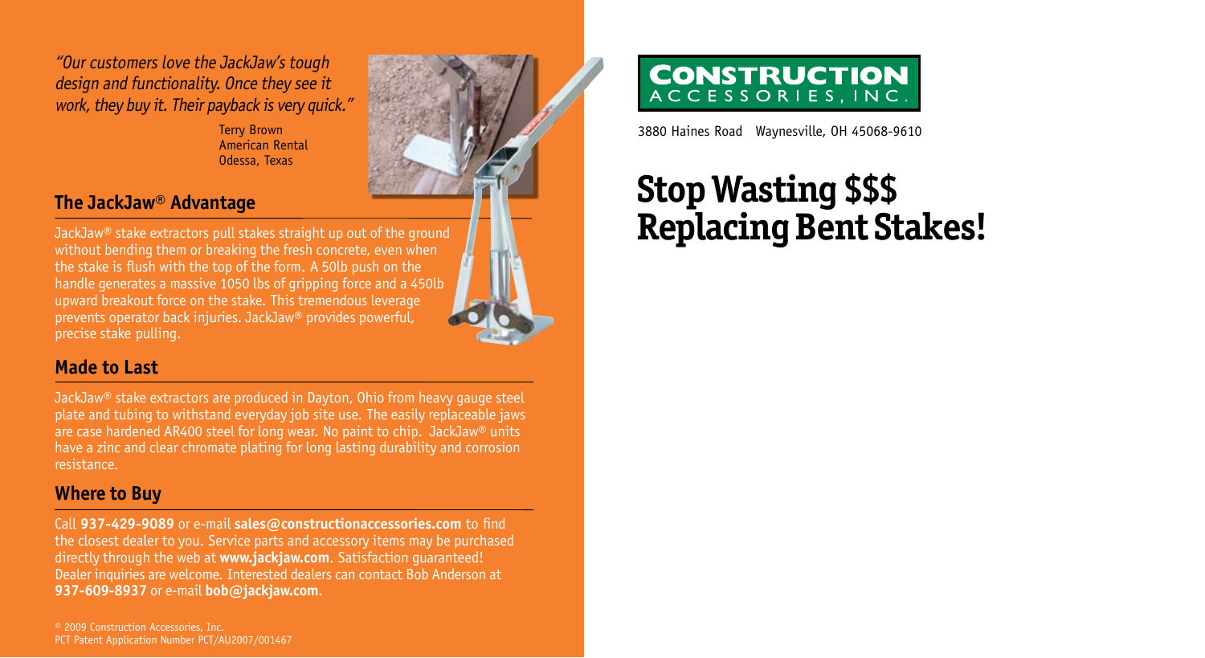*"Our customers love the JackJaw's tough design and functionality. Once they see it work, they buy it. Their payback is very quick."*

Terry Brown
American Rental
Odessa, Texas

## The JackJaw® Advantage

JackJaw® stake extractors pull stakes straight up out of the ground without bending them or breaking the fresh concrete, even when the stake is flush with the top of the form. A 50lb push on the handle generates a massive 1050 lbs of gripping force and a 450lb upward breakout force on the stake. This tremendous leverage prevents operator back injuries. JackJaw® provides powerful, precise stake pulling.

## Made to Last

JackJaw® stake extractors are produced in Dayton, Ohio from heavy gauge steel plate and tubing to withstand everyday job site use. The easily replaceable jaws are case hardened AR400 steel for long wear. No paint to chip. JackJaw® units have a zinc and clear chromate plating for long lasting durability and corrosion resistance.

## Where to Buy

Call **937-429-9089** or e-mail **sales@constructionaccessories.com** to find the closest dealer to you. Service parts and accessory items may be purchased directly through the web at **www.jackjaw.com**. Satisfaction guaranteed! Dealer inquiries are welcome. Interested dealers can contact Bob Anderson at **937-609-8937** or e-mail **bob@jackjaw.com**.

© 2009 Construction Accessories, Inc.
PCT Patent Application Number PCT/AU2007/001467

**CONSTRUCTION ACCESSORIES, INC.**

3880 Haines Road Waynesville, OH 45068-9610

# Stop Wasting $$$ Replacing Bent Stakes!